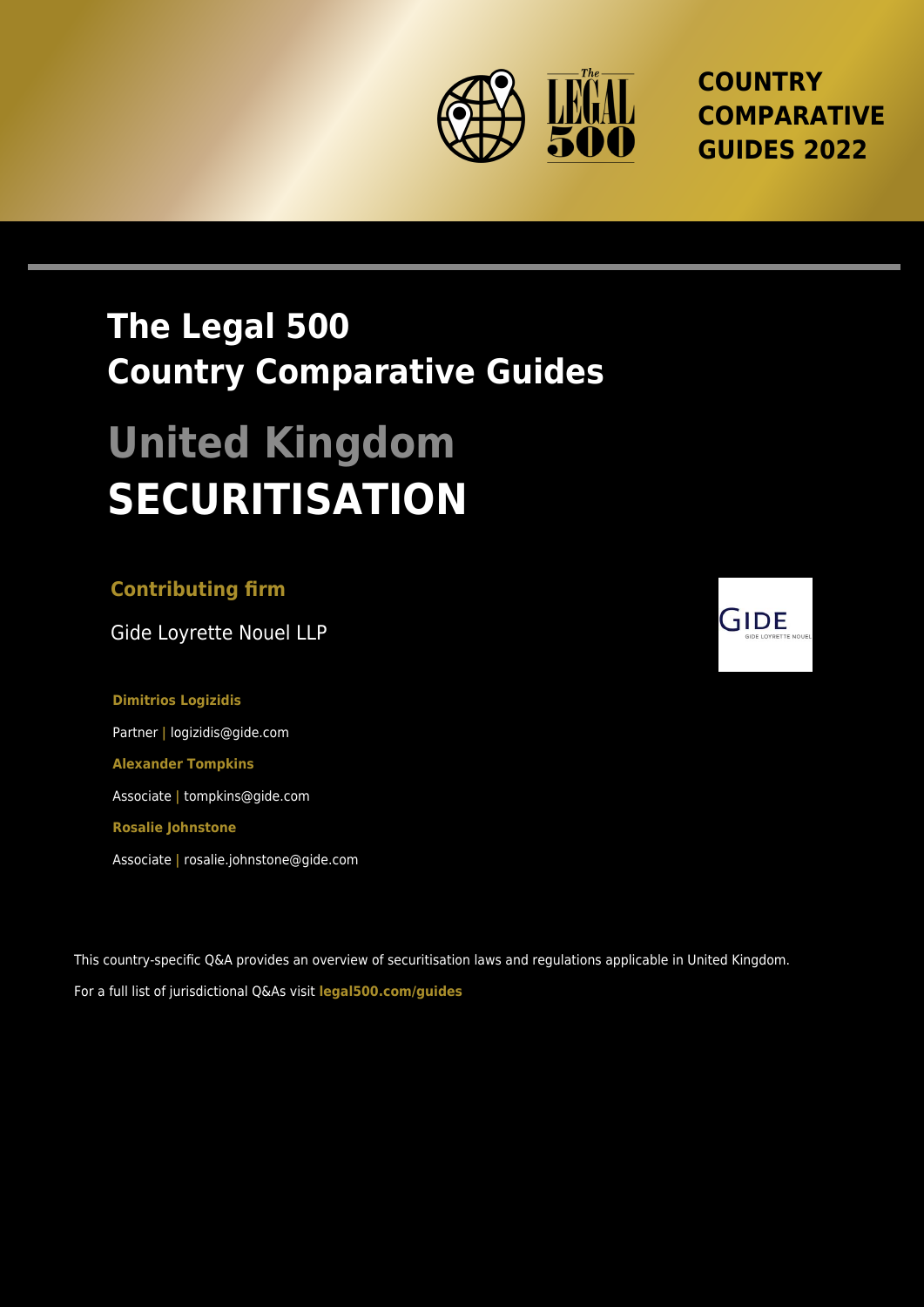COUNTRY COMPARATIVE GUIDES 2022

# The Legal 500 Country Comparative Guides

# United Kingdom
# SECURITISATION

## Contributing firm

Gide Loyrette Nouel LLP

**Dimitrios Logizidis**

Partner | logizidis@gide.com

**Alexander Tompkins**

Associate | tompkins@gide.com

**Rosalie Johnstone**

Associate | rosalie.johnstone@gide.com

This country-specific Q&A provides an overview of securitisation laws and regulations applicable in United Kingdom.

For a full list of jurisdictional Q&As visit **legal500.com/guides**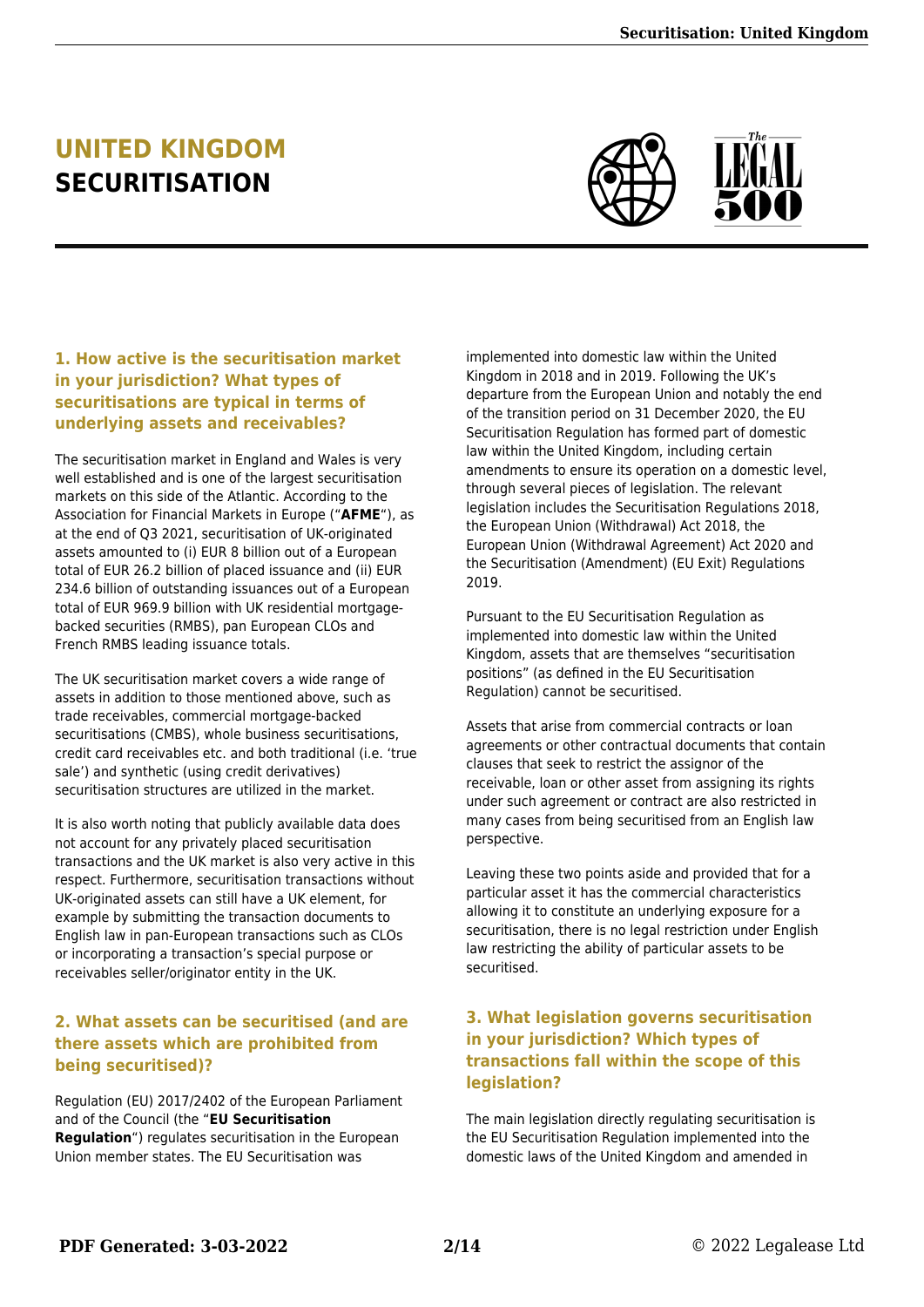# UNITED KINGDOM
# SECURITISATION

### 1. How active is the securitisation market in your jurisdiction? What types of securitisations are typical in terms of underlying assets and receivables?

The securitisation market in England and Wales is very well established and is one of the largest securitisation markets on this side of the Atlantic. According to the Association for Financial Markets in Europe ("**AFME**"), as at the end of Q3 2021, securitisation of UK-originated assets amounted to (i) EUR 8 billion out of a European total of EUR 26.2 billion of placed issuance and (ii) EUR 234.6 billion of outstanding issuances out of a European total of EUR 969.9 billion with UK residential mortgage-backed securities (RMBS), pan European CLOs and French RMBS leading issuance totals.

The UK securitisation market covers a wide range of assets in addition to those mentioned above, such as trade receivables, commercial mortgage-backed securitisations (CMBS), whole business securitisations, credit card receivables etc. and both traditional (i.e. 'true sale') and synthetic (using credit derivatives) securitisation structures are utilized in the market.

It is also worth noting that publicly available data does not account for any privately placed securitisation transactions and the UK market is also very active in this respect. Furthermore, securitisation transactions without UK-originated assets can still have a UK element, for example by submitting the transaction documents to English law in pan-European transactions such as CLOs or incorporating a transaction's special purpose or receivables seller/originator entity in the UK.

### 2. What assets can be securitised (and are there assets which are prohibited from being securitised)?

Regulation (EU) 2017/2402 of the European Parliament and of the Council (the "**EU Securitisation Regulation**") regulates securitisation in the European Union member states. The EU Securitisation was implemented into domestic law within the United Kingdom in 2018 and in 2019. Following the UK's departure from the European Union and notably the end of the transition period on 31 December 2020, the EU Securitisation Regulation has formed part of domestic law within the United Kingdom, including certain amendments to ensure its operation on a domestic level, through several pieces of legislation. The relevant legislation includes the Securitisation Regulations 2018, the European Union (Withdrawal) Act 2018, the European Union (Withdrawal Agreement) Act 2020 and the Securitisation (Amendment) (EU Exit) Regulations 2019.

Pursuant to the EU Securitisation Regulation as implemented into domestic law within the United Kingdom, assets that are themselves "securitisation positions" (as defined in the EU Securitisation Regulation) cannot be securitised.

Assets that arise from commercial contracts or loan agreements or other contractual documents that contain clauses that seek to restrict the assignor of the receivable, loan or other asset from assigning its rights under such agreement or contract are also restricted in many cases from being securitised from an English law perspective.

Leaving these two points aside and provided that for a particular asset it has the commercial characteristics allowing it to constitute an underlying exposure for a securitisation, there is no legal restriction under English law restricting the ability of particular assets to be securitised.

### 3. What legislation governs securitisation in your jurisdiction? Which types of transactions fall within the scope of this legislation?

The main legislation directly regulating securitisation is the EU Securitisation Regulation implemented into the domestic laws of the United Kingdom and amended in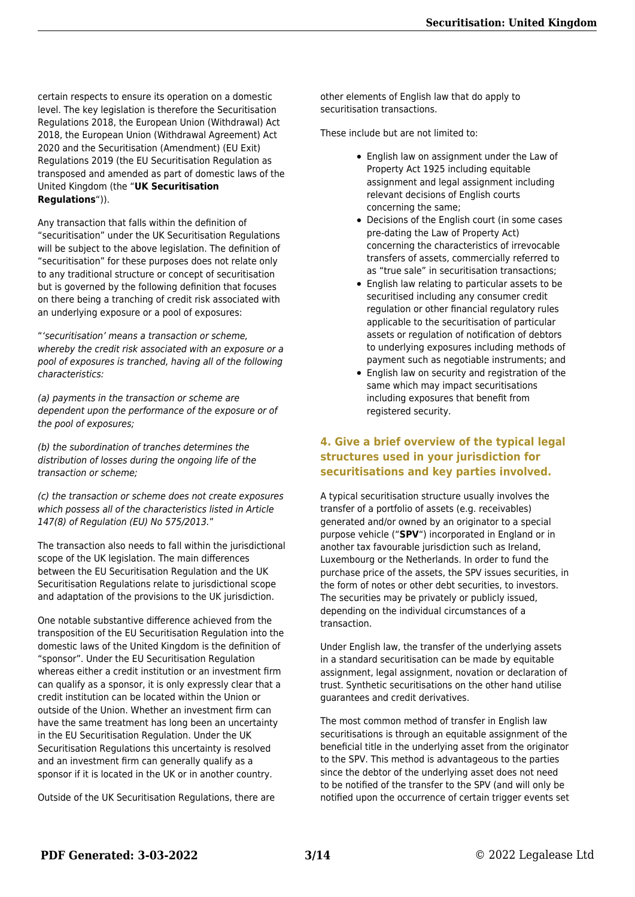certain respects to ensure its operation on a domestic level. The key legislation is therefore the Securitisation Regulations 2018, the European Union (Withdrawal) Act 2018, the European Union (Withdrawal Agreement) Act 2020 and the Securitisation (Amendment) (EU Exit) Regulations 2019 (the EU Securitisation Regulation as transposed and amended as part of domestic laws of the United Kingdom (the "**UK Securitisation Regulations**")).

Any transaction that falls within the definition of "securitisation" under the UK Securitisation Regulations will be subject to the above legislation. The definition of "securitisation" for these purposes does not relate only to any traditional structure or concept of securitisation but is governed by the following definition that focuses on there being a tranching of credit risk associated with an underlying exposure or a pool of exposures:

"*'securitisation' means a transaction or scheme, whereby the credit risk associated with an exposure or a pool of exposures is tranched, having all of the following characteristics:*

*(a) payments in the transaction or scheme are dependent upon the performance of the exposure or of the pool of exposures;*

*(b) the subordination of tranches determines the distribution of losses during the ongoing life of the transaction or scheme;*

*(c) the transaction or scheme does not create exposures which possess all of the characteristics listed in Article 147(8) of Regulation (EU) No 575/2013.*"

The transaction also needs to fall within the jurisdictional scope of the UK legislation. The main differences between the EU Securitisation Regulation and the UK Securitisation Regulations relate to jurisdictional scope and adaptation of the provisions to the UK jurisdiction.

One notable substantive difference achieved from the transposition of the EU Securitisation Regulation into the domestic laws of the United Kingdom is the definition of "sponsor". Under the EU Securitisation Regulation whereas either a credit institution or an investment firm can qualify as a sponsor, it is only expressly clear that a credit institution can be located within the Union or outside of the Union. Whether an investment firm can have the same treatment has long been an uncertainty in the EU Securitisation Regulation. Under the UK Securitisation Regulations this uncertainty is resolved and an investment firm can generally qualify as a sponsor if it is located in the UK or in another country.

Outside of the UK Securitisation Regulations, there are other elements of English law that do apply to securitisation transactions.

These include but are not limited to:

- English law on assignment under the Law of Property Act 1925 including equitable assignment and legal assignment including relevant decisions of English courts concerning the same;
- Decisions of the English court (in some cases pre-dating the Law of Property Act) concerning the characteristics of irrevocable transfers of assets, commercially referred to as "true sale" in securitisation transactions;
- English law relating to particular assets to be securitised including any consumer credit regulation or other financial regulatory rules applicable to the securitisation of particular assets or regulation of notification of debtors to underlying exposures including methods of payment such as negotiable instruments; and
- English law on security and registration of the same which may impact securitisations including exposures that benefit from registered security.

## 4. Give a brief overview of the typical legal structures used in your jurisdiction for securitisations and key parties involved.

A typical securitisation structure usually involves the transfer of a portfolio of assets (e.g. receivables) generated and/or owned by an originator to a special purpose vehicle ("**SPV**") incorporated in England or in another tax favourable jurisdiction such as Ireland, Luxembourg or the Netherlands. In order to fund the purchase price of the assets, the SPV issues securities, in the form of notes or other debt securities, to investors. The securities may be privately or publicly issued, depending on the individual circumstances of a transaction.

Under English law, the transfer of the underlying assets in a standard securitisation can be made by equitable assignment, legal assignment, novation or declaration of trust. Synthetic securitisations on the other hand utilise guarantees and credit derivatives.

The most common method of transfer in English law securitisations is through an equitable assignment of the beneficial title in the underlying asset from the originator to the SPV. This method is advantageous to the parties since the debtor of the underlying asset does not need to be notified of the transfer to the SPV (and will only be notified upon the occurrence of certain trigger events set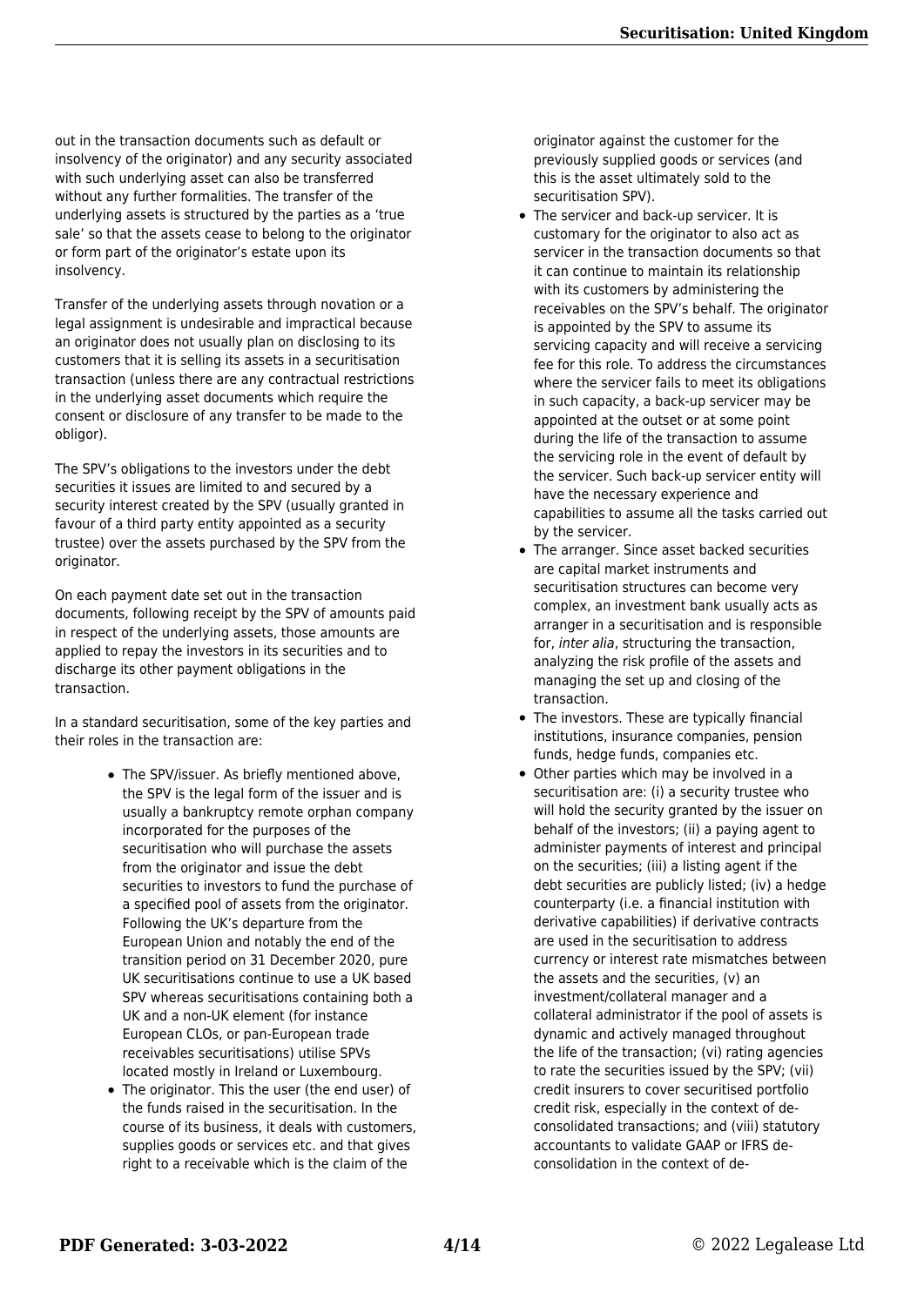out in the transaction documents such as default or insolvency of the originator) and any security associated with such underlying asset can also be transferred without any further formalities. The transfer of the underlying assets is structured by the parties as a 'true sale' so that the assets cease to belong to the originator or form part of the originator's estate upon its insolvency.

Transfer of the underlying assets through novation or a legal assignment is undesirable and impractical because an originator does not usually plan on disclosing to its customers that it is selling its assets in a securitisation transaction (unless there are any contractual restrictions in the underlying asset documents which require the consent or disclosure of any transfer to be made to the obligor).

The SPV's obligations to the investors under the debt securities it issues are limited to and secured by a security interest created by the SPV (usually granted in favour of a third party entity appointed as a security trustee) over the assets purchased by the SPV from the originator.

On each payment date set out in the transaction documents, following receipt by the SPV of amounts paid in respect of the underlying assets, those amounts are applied to repay the investors in its securities and to discharge its other payment obligations in the transaction.

In a standard securitisation, some of the key parties and their roles in the transaction are:

- The SPV/issuer. As briefly mentioned above, the SPV is the legal form of the issuer and is usually a bankruptcy remote orphan company incorporated for the purposes of the securitisation who will purchase the assets from the originator and issue the debt securities to investors to fund the purchase of a specified pool of assets from the originator. Following the UK's departure from the European Union and notably the end of the transition period on 31 December 2020, pure UK securitisations continue to use a UK based SPV whereas securitisations containing both a UK and a non-UK element (for instance European CLOs, or pan-European trade receivables securitisations) utilise SPVs located mostly in Ireland or Luxembourg.
- The originator. This the user (the end user) of the funds raised in the securitisation. In the course of its business, it deals with customers, supplies goods or services etc. and that gives right to a receivable which is the claim of the originator against the customer for the previously supplied goods or services (and this is the asset ultimately sold to the securitisation SPV).
- The servicer and back-up servicer. It is customary for the originator to also act as servicer in the transaction documents so that it can continue to maintain its relationship with its customers by administering the receivables on the SPV's behalf. The originator is appointed by the SPV to assume its servicing capacity and will receive a servicing fee for this role. To address the circumstances where the servicer fails to meet its obligations in such capacity, a back-up servicer may be appointed at the outset or at some point during the life of the transaction to assume the servicing role in the event of default by the servicer. Such back-up servicer entity will have the necessary experience and capabilities to assume all the tasks carried out by the servicer.
- The arranger. Since asset backed securities are capital market instruments and securitisation structures can become very complex, an investment bank usually acts as arranger in a securitisation and is responsible for, *inter alia*, structuring the transaction, analyzing the risk profile of the assets and managing the set up and closing of the transaction.
- The investors. These are typically financial institutions, insurance companies, pension funds, hedge funds, companies etc.
- Other parties which may be involved in a securitisation are: (i) a security trustee who will hold the security granted by the issuer on behalf of the investors; (ii) a paying agent to administer payments of interest and principal on the securities; (iii) a listing agent if the debt securities are publicly listed; (iv) a hedge counterparty (i.e. a financial institution with derivative capabilities) if derivative contracts are used in the securitisation to address currency or interest rate mismatches between the assets and the securities, (v) an investment/collateral manager and a collateral administrator if the pool of assets is dynamic and actively managed throughout the life of the transaction; (vi) rating agencies to rate the securities issued by the SPV; (vii) credit insurers to cover securitised portfolio credit risk, especially in the context of de-consolidated transactions; and (viii) statutory accountants to validate GAAP or IFRS de-consolidation in the context of de-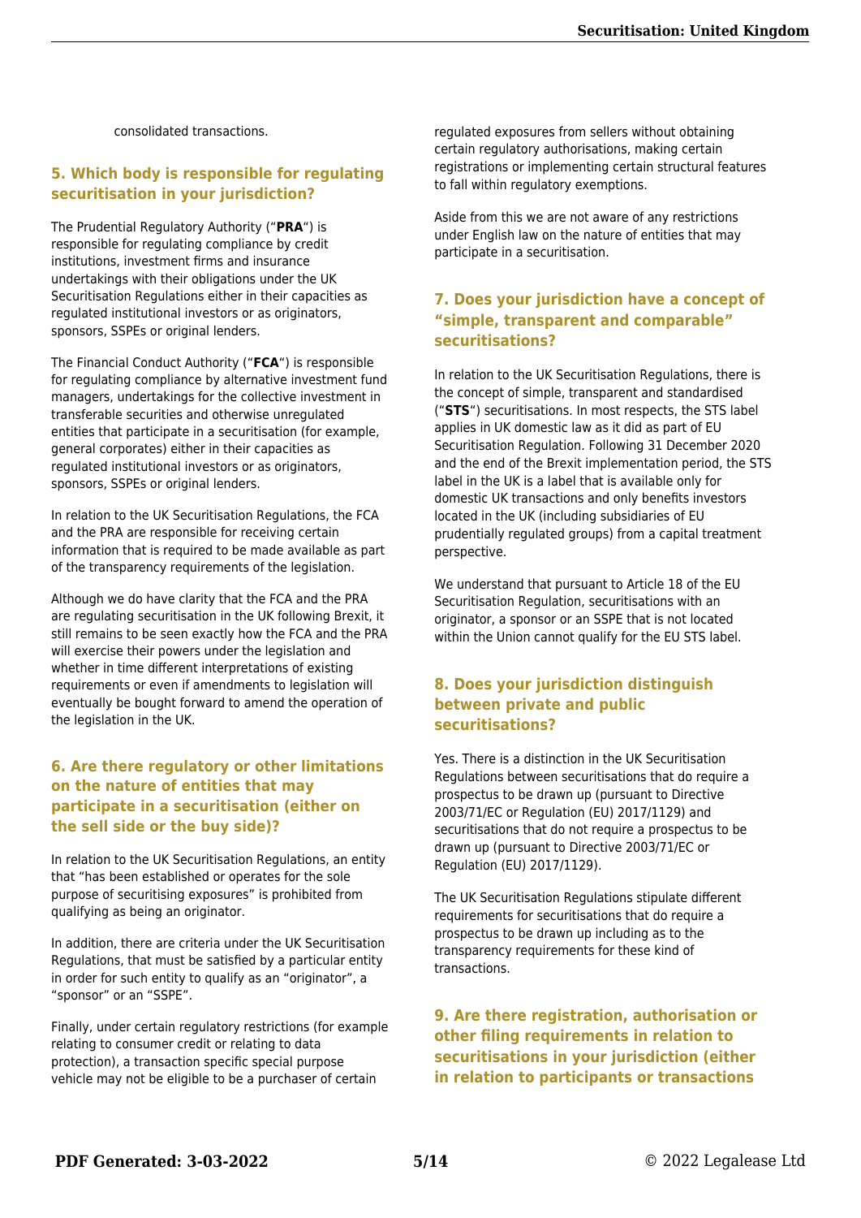consolidated transactions.

## 5. Which body is responsible for regulating securitisation in your jurisdiction?

The Prudential Regulatory Authority ("**PRA**") is responsible for regulating compliance by credit institutions, investment firms and insurance undertakings with their obligations under the UK Securitisation Regulations either in their capacities as regulated institutional investors or as originators, sponsors, SSPEs or original lenders.

The Financial Conduct Authority ("**FCA**") is responsible for regulating compliance by alternative investment fund managers, undertakings for the collective investment in transferable securities and otherwise unregulated entities that participate in a securitisation (for example, general corporates) either in their capacities as regulated institutional investors or as originators, sponsors, SSPEs or original lenders.

In relation to the UK Securitisation Regulations, the FCA and the PRA are responsible for receiving certain information that is required to be made available as part of the transparency requirements of the legislation.

Although we do have clarity that the FCA and the PRA are regulating securitisation in the UK following Brexit, it still remains to be seen exactly how the FCA and the PRA will exercise their powers under the legislation and whether in time different interpretations of existing requirements or even if amendments to legislation will eventually be bought forward to amend the operation of the legislation in the UK.

## 6. Are there regulatory or other limitations on the nature of entities that may participate in a securitisation (either on the sell side or the buy side)?

In relation to the UK Securitisation Regulations, an entity that "has been established or operates for the sole purpose of securitising exposures" is prohibited from qualifying as being an originator.

In addition, there are criteria under the UK Securitisation Regulations, that must be satisfied by a particular entity in order for such entity to qualify as an "originator", a "sponsor" or an "SSPE".

Finally, under certain regulatory restrictions (for example relating to consumer credit or relating to data protection), a transaction specific special purpose vehicle may not be eligible to be a purchaser of certain regulated exposures from sellers without obtaining certain regulatory authorisations, making certain registrations or implementing certain structural features to fall within regulatory exemptions.

Aside from this we are not aware of any restrictions under English law on the nature of entities that may participate in a securitisation.

## 7. Does your jurisdiction have a concept of "simple, transparent and comparable" securitisations?

In relation to the UK Securitisation Regulations, there is the concept of simple, transparent and standardised ("**STS**") securitisations. In most respects, the STS label applies in UK domestic law as it did as part of EU Securitisation Regulation. Following 31 December 2020 and the end of the Brexit implementation period, the STS label in the UK is a label that is available only for domestic UK transactions and only benefits investors located in the UK (including subsidiaries of EU prudentially regulated groups) from a capital treatment perspective.

We understand that pursuant to Article 18 of the EU Securitisation Regulation, securitisations with an originator, a sponsor or an SSPE that is not located within the Union cannot qualify for the EU STS label.

## 8. Does your jurisdiction distinguish between private and public securitisations?

Yes. There is a distinction in the UK Securitisation Regulations between securitisations that do require a prospectus to be drawn up (pursuant to Directive 2003/71/EC or Regulation (EU) 2017/1129) and securitisations that do not require a prospectus to be drawn up (pursuant to Directive 2003/71/EC or Regulation (EU) 2017/1129).

The UK Securitisation Regulations stipulate different requirements for securitisations that do require a prospectus to be drawn up including as to the transparency requirements for these kind of transactions.

## 9. Are there registration, authorisation or other filing requirements in relation to securitisations in your jurisdiction (either in relation to participants or transactions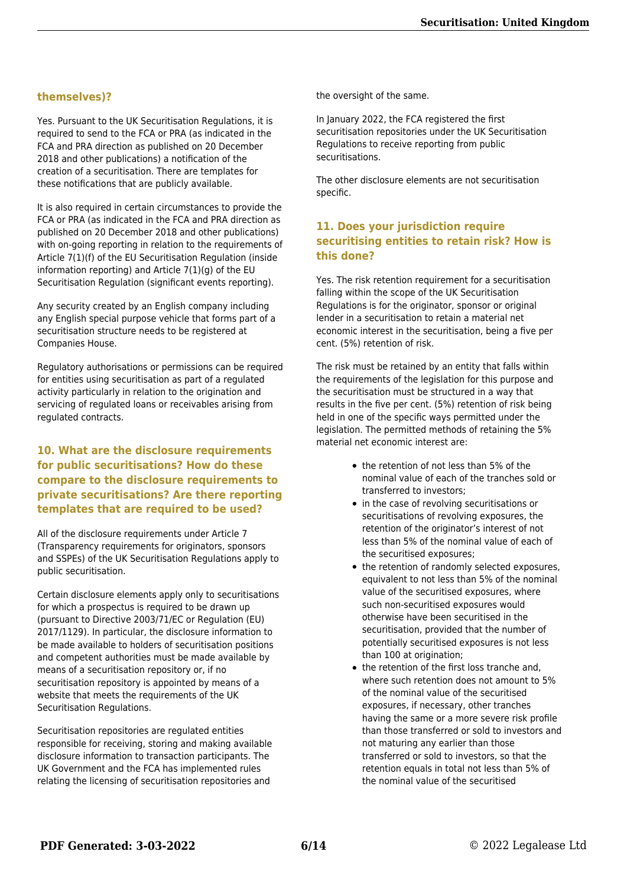## themselves)?

Yes. Pursuant to the UK Securitisation Regulations, it is required to send to the FCA or PRA (as indicated in the FCA and PRA direction as published on 20 December 2018 and other publications) a notification of the creation of a securitisation. There are templates for these notifications that are publicly available.

It is also required in certain circumstances to provide the FCA or PRA (as indicated in the FCA and PRA direction as published on 20 December 2018 and other publications) with on-going reporting in relation to the requirements of Article 7(1)(f) of the EU Securitisation Regulation (inside information reporting) and Article 7(1)(g) of the EU Securitisation Regulation (significant events reporting).

Any security created by an English company including any English special purpose vehicle that forms part of a securitisation structure needs to be registered at Companies House.

Regulatory authorisations or permissions can be required for entities using securitisation as part of a regulated activity particularly in relation to the origination and servicing of regulated loans or receivables arising from regulated contracts.

## 10. What are the disclosure requirements for public securitisations? How do these compare to the disclosure requirements to private securitisations? Are there reporting templates that are required to be used?

All of the disclosure requirements under Article 7 (Transparency requirements for originators, sponsors and SSPEs) of the UK Securitisation Regulations apply to public securitisation.

Certain disclosure elements apply only to securitisations for which a prospectus is required to be drawn up (pursuant to Directive 2003/71/EC or Regulation (EU) 2017/1129). In particular, the disclosure information to be made available to holders of securitisation positions and competent authorities must be made available by means of a securitisation repository or, if no securitisation repository is appointed by means of a website that meets the requirements of the UK Securitisation Regulations.

Securitisation repositories are regulated entities responsible for receiving, storing and making available disclosure information to transaction participants. The UK Government and the FCA has implemented rules relating the licensing of securitisation repositories and the oversight of the same.

In January 2022, the FCA registered the first securitisation repositories under the UK Securitisation Regulations to receive reporting from public securitisations.

The other disclosure elements are not securitisation specific.

## 11. Does your jurisdiction require securitising entities to retain risk? How is this done?

Yes. The risk retention requirement for a securitisation falling within the scope of the UK Securitisation Regulations is for the originator, sponsor or original lender in a securitisation to retain a material net economic interest in the securitisation, being a five per cent. (5%) retention of risk.

The risk must be retained by an entity that falls within the requirements of the legislation for this purpose and the securitisation must be structured in a way that results in the five per cent. (5%) retention of risk being held in one of the specific ways permitted under the legislation. The permitted methods of retaining the 5% material net economic interest are:

- the retention of not less than 5% of the nominal value of each of the tranches sold or transferred to investors;
- in the case of revolving securitisations or securitisations of revolving exposures, the retention of the originator's interest of not less than 5% of the nominal value of each of the securitised exposures;
- the retention of randomly selected exposures, equivalent to not less than 5% of the nominal value of the securitised exposures, where such non-securitised exposures would otherwise have been securitised in the securitisation, provided that the number of potentially securitised exposures is not less than 100 at origination;
- the retention of the first loss tranche and, where such retention does not amount to 5% of the nominal value of the securitised exposures, if necessary, other tranches having the same or a more severe risk profile than those transferred or sold to investors and not maturing any earlier than those transferred or sold to investors, so that the retention equals in total not less than 5% of the nominal value of the securitised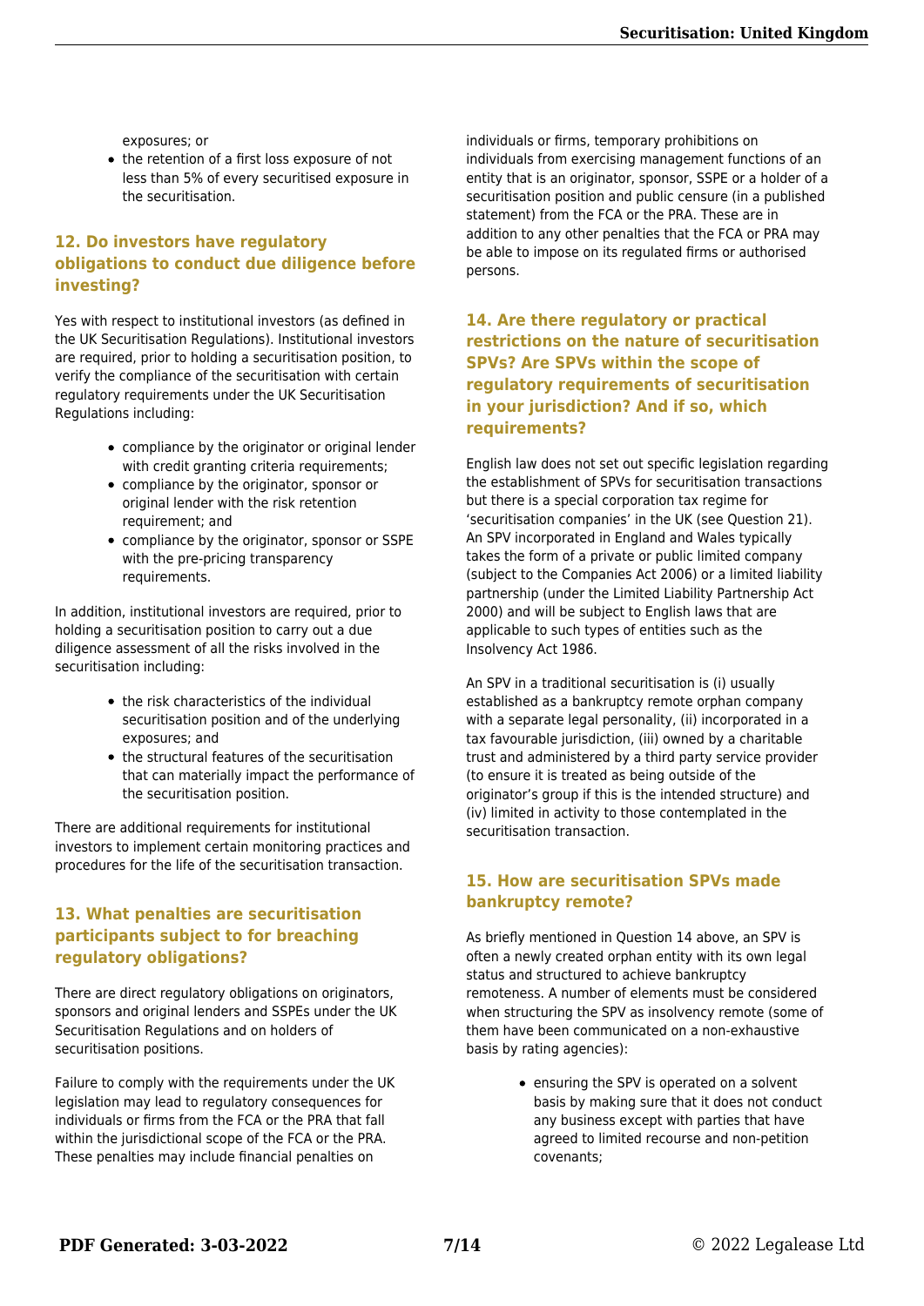exposures; or

- the retention of a first loss exposure of not less than 5% of every securitised exposure in the securitisation.

## 12. Do investors have regulatory obligations to conduct due diligence before investing?

Yes with respect to institutional investors (as defined in the UK Securitisation Regulations). Institutional investors are required, prior to holding a securitisation position, to verify the compliance of the securitisation with certain regulatory requirements under the UK Securitisation Regulations including:

- compliance by the originator or original lender with credit granting criteria requirements;
- compliance by the originator, sponsor or original lender with the risk retention requirement; and
- compliance by the originator, sponsor or SSPE with the pre-pricing transparency requirements.

In addition, institutional investors are required, prior to holding a securitisation position to carry out a due diligence assessment of all the risks involved in the securitisation including:

- the risk characteristics of the individual securitisation position and of the underlying exposures; and
- the structural features of the securitisation that can materially impact the performance of the securitisation position.

There are additional requirements for institutional investors to implement certain monitoring practices and procedures for the life of the securitisation transaction.

## 13. What penalties are securitisation participants subject to for breaching regulatory obligations?

There are direct regulatory obligations on originators, sponsors and original lenders and SSPEs under the UK Securitisation Regulations and on holders of securitisation positions.

Failure to comply with the requirements under the UK legislation may lead to regulatory consequences for individuals or firms from the FCA or the PRA that fall within the jurisdictional scope of the FCA or the PRA. These penalties may include financial penalties on individuals or firms, temporary prohibitions on individuals from exercising management functions of an entity that is an originator, sponsor, SSPE or a holder of a securitisation position and public censure (in a published statement) from the FCA or the PRA. These are in addition to any other penalties that the FCA or PRA may be able to impose on its regulated firms or authorised persons.

## 14. Are there regulatory or practical restrictions on the nature of securitisation SPVs? Are SPVs within the scope of regulatory requirements of securitisation in your jurisdiction? And if so, which requirements?

English law does not set out specific legislation regarding the establishment of SPVs for securitisation transactions but there is a special corporation tax regime for 'securitisation companies' in the UK (see Question 21). An SPV incorporated in England and Wales typically takes the form of a private or public limited company (subject to the Companies Act 2006) or a limited liability partnership (under the Limited Liability Partnership Act 2000) and will be subject to English laws that are applicable to such types of entities such as the Insolvency Act 1986.

An SPV in a traditional securitisation is (i) usually established as a bankruptcy remote orphan company with a separate legal personality, (ii) incorporated in a tax favourable jurisdiction, (iii) owned by a charitable trust and administered by a third party service provider (to ensure it is treated as being outside of the originator's group if this is the intended structure) and (iv) limited in activity to those contemplated in the securitisation transaction.

## 15. How are securitisation SPVs made bankruptcy remote?

As briefly mentioned in Question 14 above, an SPV is often a newly created orphan entity with its own legal status and structured to achieve bankruptcy remoteness. A number of elements must be considered when structuring the SPV as insolvency remote (some of them have been communicated on a non-exhaustive basis by rating agencies):

- ensuring the SPV is operated on a solvent basis by making sure that it does not conduct any business except with parties that have agreed to limited recourse and non-petition covenants;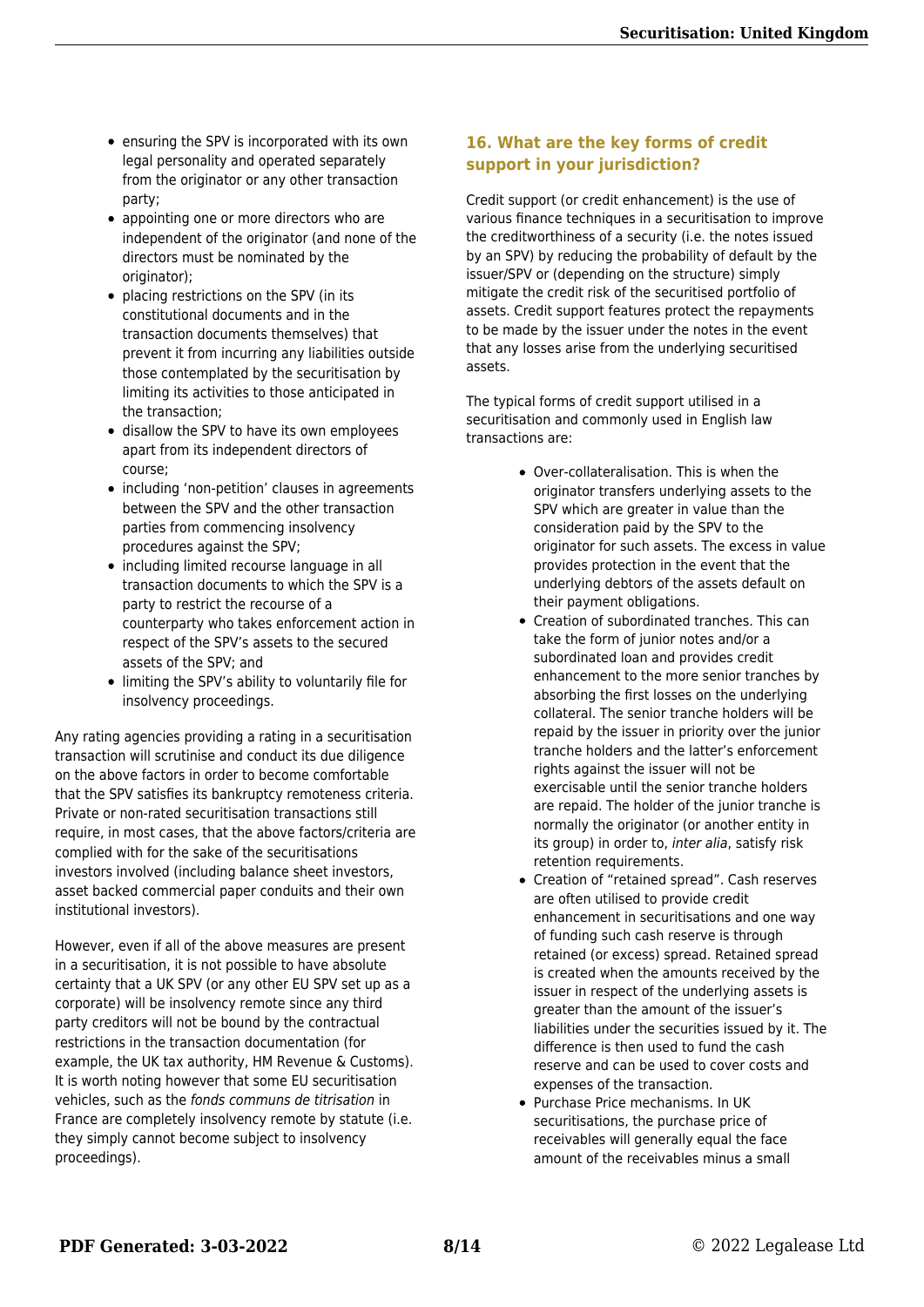- ensuring the SPV is incorporated with its own legal personality and operated separately from the originator or any other transaction party;
- appointing one or more directors who are independent of the originator (and none of the directors must be nominated by the originator);
- placing restrictions on the SPV (in its constitutional documents and in the transaction documents themselves) that prevent it from incurring any liabilities outside those contemplated by the securitisation by limiting its activities to those anticipated in the transaction;
- disallow the SPV to have its own employees apart from its independent directors of course;
- including 'non-petition' clauses in agreements between the SPV and the other transaction parties from commencing insolvency procedures against the SPV;
- including limited recourse language in all transaction documents to which the SPV is a party to restrict the recourse of a counterparty who takes enforcement action in respect of the SPV's assets to the secured assets of the SPV; and
- limiting the SPV's ability to voluntarily file for insolvency proceedings.

Any rating agencies providing a rating in a securitisation transaction will scrutinise and conduct its due diligence on the above factors in order to become comfortable that the SPV satisfies its bankruptcy remoteness criteria. Private or non-rated securitisation transactions still require, in most cases, that the above factors/criteria are complied with for the sake of the securitisations investors involved (including balance sheet investors, asset backed commercial paper conduits and their own institutional investors).

However, even if all of the above measures are present in a securitisation, it is not possible to have absolute certainty that a UK SPV (or any other EU SPV set up as a corporate) will be insolvency remote since any third party creditors will not be bound by the contractual restrictions in the transaction documentation (for example, the UK tax authority, HM Revenue & Customs). It is worth noting however that some EU securitisation vehicles, such as the *fonds communs de titrisation* in France are completely insolvency remote by statute (i.e. they simply cannot become subject to insolvency proceedings).

## 16. What are the key forms of credit support in your jurisdiction?

Credit support (or credit enhancement) is the use of various finance techniques in a securitisation to improve the creditworthiness of a security (i.e. the notes issued by an SPV) by reducing the probability of default by the issuer/SPV or (depending on the structure) simply mitigate the credit risk of the securitised portfolio of assets. Credit support features protect the repayments to be made by the issuer under the notes in the event that any losses arise from the underlying securitised assets.

The typical forms of credit support utilised in a securitisation and commonly used in English law transactions are:

- Over-collateralisation. This is when the originator transfers underlying assets to the SPV which are greater in value than the consideration paid by the SPV to the originator for such assets. The excess in value provides protection in the event that the underlying debtors of the assets default on their payment obligations.
- Creation of subordinated tranches. This can take the form of junior notes and/or a subordinated loan and provides credit enhancement to the more senior tranches by absorbing the first losses on the underlying collateral. The senior tranche holders will be repaid by the issuer in priority over the junior tranche holders and the latter's enforcement rights against the issuer will not be exercisable until the senior tranche holders are repaid. The holder of the junior tranche is normally the originator (or another entity in its group) in order to, *inter alia*, satisfy risk retention requirements.
- Creation of "retained spread". Cash reserves are often utilised to provide credit enhancement in securitisations and one way of funding such cash reserve is through retained (or excess) spread. Retained spread is created when the amounts received by the issuer in respect of the underlying assets is greater than the amount of the issuer's liabilities under the securities issued by it. The difference is then used to fund the cash reserve and can be used to cover costs and expenses of the transaction.
- Purchase Price mechanisms. In UK securitisations, the purchase price of receivables will generally equal the face amount of the receivables minus a small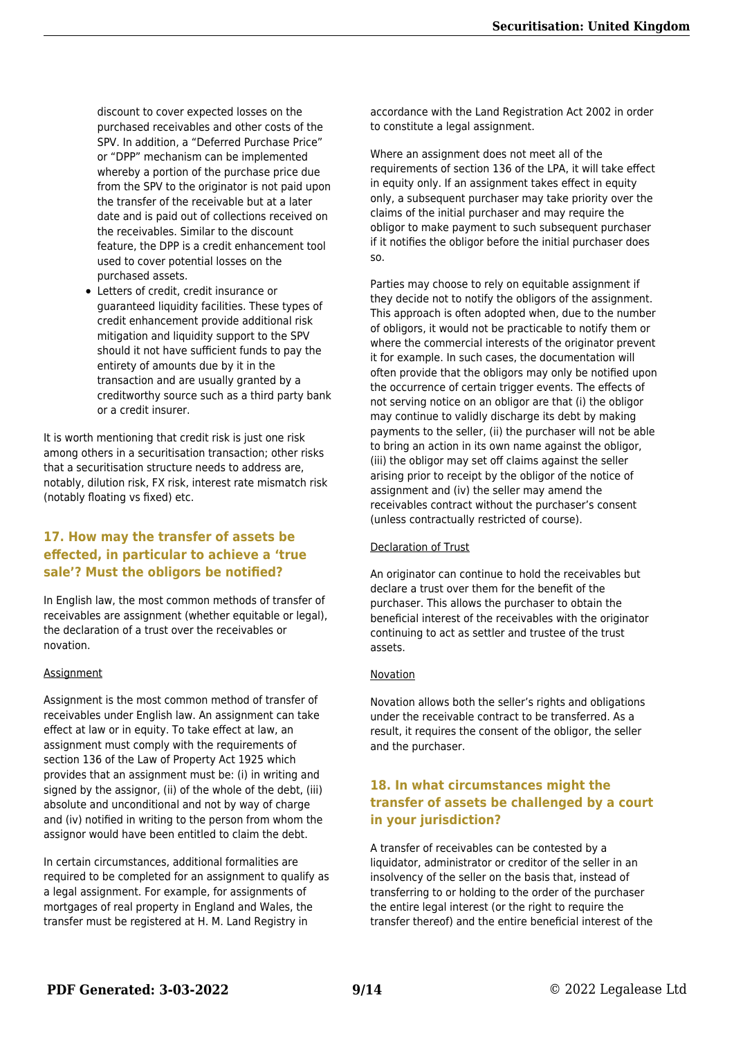discount to cover expected losses on the purchased receivables and other costs of the SPV. In addition, a "Deferred Purchase Price" or "DPP" mechanism can be implemented whereby a portion of the purchase price due from the SPV to the originator is not paid upon the transfer of the receivable but at a later date and is paid out of collections received on the receivables. Similar to the discount feature, the DPP is a credit enhancement tool used to cover potential losses on the purchased assets.

- Letters of credit, credit insurance or guaranteed liquidity facilities. These types of credit enhancement provide additional risk mitigation and liquidity support to the SPV should it not have sufficient funds to pay the entirety of amounts due by it in the transaction and are usually granted by a creditworthy source such as a third party bank or a credit insurer.

It is worth mentioning that credit risk is just one risk among others in a securitisation transaction; other risks that a securitisation structure needs to address are, notably, dilution risk, FX risk, interest rate mismatch risk (notably floating vs fixed) etc.

## 17. How may the transfer of assets be effected, in particular to achieve a 'true sale'? Must the obligors be notified?

In English law, the most common methods of transfer of receivables are assignment (whether equitable or legal), the declaration of a trust over the receivables or novation.

Assignment

Assignment is the most common method of transfer of receivables under English law. An assignment can take effect at law or in equity. To take effect at law, an assignment must comply with the requirements of section 136 of the Law of Property Act 1925 which provides that an assignment must be: (i) in writing and signed by the assignor, (ii) of the whole of the debt, (iii) absolute and unconditional and not by way of charge and (iv) notified in writing to the person from whom the assignor would have been entitled to claim the debt.

In certain circumstances, additional formalities are required to be completed for an assignment to qualify as a legal assignment. For example, for assignments of mortgages of real property in England and Wales, the transfer must be registered at H. M. Land Registry in accordance with the Land Registration Act 2002 in order to constitute a legal assignment.

Where an assignment does not meet all of the requirements of section 136 of the LPA, it will take effect in equity only. If an assignment takes effect in equity only, a subsequent purchaser may take priority over the claims of the initial purchaser and may require the obligor to make payment to such subsequent purchaser if it notifies the obligor before the initial purchaser does so.

Parties may choose to rely on equitable assignment if they decide not to notify the obligors of the assignment. This approach is often adopted when, due to the number of obligors, it would not be practicable to notify them or where the commercial interests of the originator prevent it for example. In such cases, the documentation will often provide that the obligors may only be notified upon the occurrence of certain trigger events. The effects of not serving notice on an obligor are that (i) the obligor may continue to validly discharge its debt by making payments to the seller, (ii) the purchaser will not be able to bring an action in its own name against the obligor, (iii) the obligor may set off claims against the seller arising prior to receipt by the obligor of the notice of assignment and (iv) the seller may amend the receivables contract without the purchaser's consent (unless contractually restricted of course).

Declaration of Trust

An originator can continue to hold the receivables but declare a trust over them for the benefit of the purchaser. This allows the purchaser to obtain the beneficial interest of the receivables with the originator continuing to act as settler and trustee of the trust assets.

Novation

Novation allows both the seller's rights and obligations under the receivable contract to be transferred. As a result, it requires the consent of the obligor, the seller and the purchaser.

## 18. In what circumstances might the transfer of assets be challenged by a court in your jurisdiction?

A transfer of receivables can be contested by a liquidator, administrator or creditor of the seller in an insolvency of the seller on the basis that, instead of transferring to or holding to the order of the purchaser the entire legal interest (or the right to require the transfer thereof) and the entire beneficial interest of the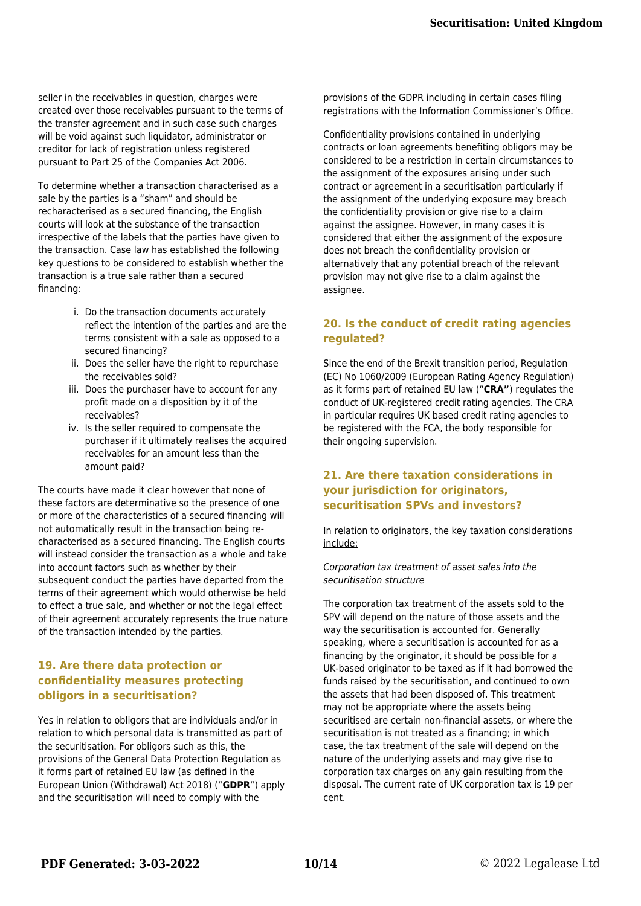seller in the receivables in question, charges were created over those receivables pursuant to the terms of the transfer agreement and in such case such charges will be void against such liquidator, administrator or creditor for lack of registration unless registered pursuant to Part 25 of the Companies Act 2006.

To determine whether a transaction characterised as a sale by the parties is a "sham" and should be recharacterised as a secured financing, the English courts will look at the substance of the transaction irrespective of the labels that the parties have given to the transaction. Case law has established the following key questions to be considered to establish whether the transaction is a true sale rather than a secured financing:

i. Do the transaction documents accurately reflect the intention of the parties and are the terms consistent with a sale as opposed to a secured financing?
ii. Does the seller have the right to repurchase the receivables sold?
iii. Does the purchaser have to account for any profit made on a disposition by it of the receivables?
iv. Is the seller required to compensate the purchaser if it ultimately realises the acquired receivables for an amount less than the amount paid?

The courts have made it clear however that none of these factors are determinative so the presence of one or more of the characteristics of a secured financing will not automatically result in the transaction being re-characterised as a secured financing. The English courts will instead consider the transaction as a whole and take into account factors such as whether by their subsequent conduct the parties have departed from the terms of their agreement which would otherwise be held to effect a true sale, and whether or not the legal effect of their agreement accurately represents the true nature of the transaction intended by the parties.

## 19. Are there data protection or confidentiality measures protecting obligors in a securitisation?

Yes in relation to obligors that are individuals and/or in relation to which personal data is transmitted as part of the securitisation. For obligors such as this, the provisions of the General Data Protection Regulation as it forms part of retained EU law (as defined in the European Union (Withdrawal) Act 2018) ("**GDPR**") apply and the securitisation will need to comply with the provisions of the GDPR including in certain cases filing registrations with the Information Commissioner's Office.

Confidentiality provisions contained in underlying contracts or loan agreements benefiting obligors may be considered to be a restriction in certain circumstances to the assignment of the exposures arising under such contract or agreement in a securitisation particularly if the assignment of the underlying exposure may breach the confidentiality provision or give rise to a claim against the assignee. However, in many cases it is considered that either the assignment of the exposure does not breach the confidentiality provision or alternatively that any potential breach of the relevant provision may not give rise to a claim against the assignee.

## 20. Is the conduct of credit rating agencies regulated?

Since the end of the Brexit transition period, Regulation (EC) No 1060/2009 (European Rating Agency Regulation) as it forms part of retained EU law ("**CRA"**) regulates the conduct of UK-registered credit rating agencies. The CRA in particular requires UK based credit rating agencies to be registered with the FCA, the body responsible for their ongoing supervision.

## 21. Are there taxation considerations in your jurisdiction for originators, securitisation SPVs and investors?

<u>In relation to originators, the key taxation considerations include:</u>

*Corporation tax treatment of asset sales into the securitisation structure*

The corporation tax treatment of the assets sold to the SPV will depend on the nature of those assets and the way the securitisation is accounted for. Generally speaking, where a securitisation is accounted for as a financing by the originator, it should be possible for a UK-based originator to be taxed as if it had borrowed the funds raised by the securitisation, and continued to own the assets that had been disposed of. This treatment may not be appropriate where the assets being securitised are certain non-financial assets, or where the securitisation is not treated as a financing; in which case, the tax treatment of the sale will depend on the nature of the underlying assets and may give rise to corporation tax charges on any gain resulting from the disposal. The current rate of UK corporation tax is 19 per cent.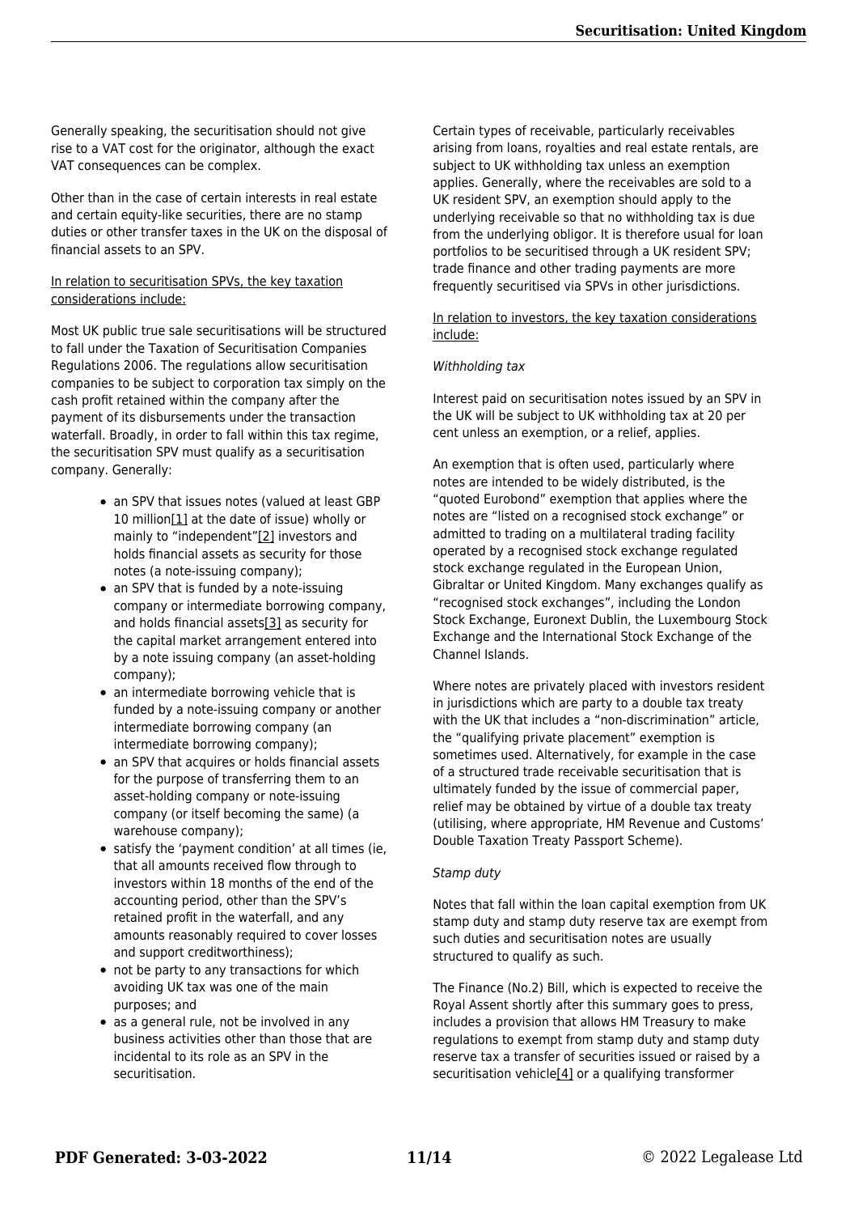Generally speaking, the securitisation should not give rise to a VAT cost for the originator, although the exact VAT consequences can be complex.

Other than in the case of certain interests in real estate and certain equity-like securities, there are no stamp duties or other transfer taxes in the UK on the disposal of financial assets to an SPV.

<u>In relation to securitisation SPVs, the key taxation considerations include:</u>

Most UK public true sale securitisations will be structured to fall under the Taxation of Securitisation Companies Regulations 2006. The regulations allow securitisation companies to be subject to corporation tax simply on the cash profit retained within the company after the payment of its disbursements under the transaction waterfall. Broadly, in order to fall within this tax regime, the securitisation SPV must qualify as a securitisation company. Generally:

- an SPV that issues notes (valued at least GBP 10 million[1] at the date of issue) wholly or mainly to "independent"[2] investors and holds financial assets as security for those notes (a note-issuing company);
- an SPV that is funded by a note-issuing company or intermediate borrowing company, and holds financial assets[3] as security for the capital market arrangement entered into by a note issuing company (an asset-holding company);
- an intermediate borrowing vehicle that is funded by a note-issuing company or another intermediate borrowing company (an intermediate borrowing company);
- an SPV that acquires or holds financial assets for the purpose of transferring them to an asset-holding company or note-issuing company (or itself becoming the same) (a warehouse company);
- satisfy the 'payment condition' at all times (ie, that all amounts received flow through to investors within 18 months of the end of the accounting period, other than the SPV's retained profit in the waterfall, and any amounts reasonably required to cover losses and support creditworthiness);
- not be party to any transactions for which avoiding UK tax was one of the main purposes; and
- as a general rule, not be involved in any business activities other than those that are incidental to its role as an SPV in the securitisation.

Certain types of receivable, particularly receivables arising from loans, royalties and real estate rentals, are subject to UK withholding tax unless an exemption applies. Generally, where the receivables are sold to a UK resident SPV, an exemption should apply to the underlying receivable so that no withholding tax is due from the underlying obligor. It is therefore usual for loan portfolios to be securitised through a UK resident SPV; trade finance and other trading payments are more frequently securitised via SPVs in other jurisdictions.

<u>In relation to investors, the key taxation considerations include:</u>

*Withholding tax*

Interest paid on securitisation notes issued by an SPV in the UK will be subject to UK withholding tax at 20 per cent unless an exemption, or a relief, applies.

An exemption that is often used, particularly where notes are intended to be widely distributed, is the "quoted Eurobond" exemption that applies where the notes are "listed on a recognised stock exchange" or admitted to trading on a multilateral trading facility operated by a recognised stock exchange regulated stock exchange regulated in the European Union, Gibraltar or United Kingdom. Many exchanges qualify as "recognised stock exchanges", including the London Stock Exchange, Euronext Dublin, the Luxembourg Stock Exchange and the International Stock Exchange of the Channel Islands.

Where notes are privately placed with investors resident in jurisdictions which are party to a double tax treaty with the UK that includes a "non-discrimination" article, the "qualifying private placement" exemption is sometimes used. Alternatively, for example in the case of a structured trade receivable securitisation that is ultimately funded by the issue of commercial paper, relief may be obtained by virtue of a double tax treaty (utilising, where appropriate, HM Revenue and Customs' Double Taxation Treaty Passport Scheme).

*Stamp duty*

Notes that fall within the loan capital exemption from UK stamp duty and stamp duty reserve tax are exempt from such duties and securitisation notes are usually structured to qualify as such.

The Finance (No.2) Bill, which is expected to receive the Royal Assent shortly after this summary goes to press, includes a provision that allows HM Treasury to make regulations to exempt from stamp duty and stamp duty reserve tax a transfer of securities issued or raised by a securitisation vehicle[4] or a qualifying transformer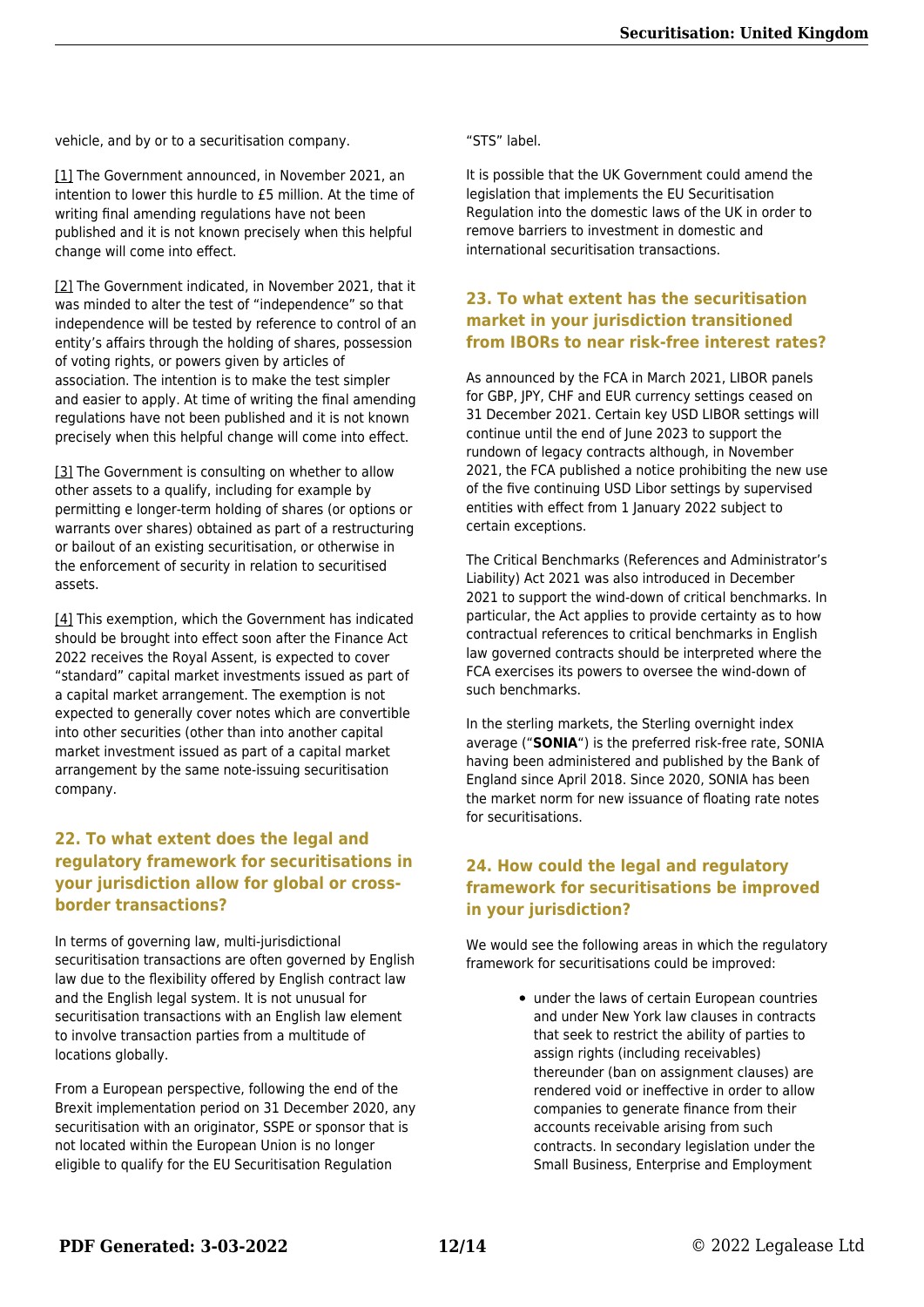vehicle, and by or to a securitisation company.

[1] The Government announced, in November 2021, an intention to lower this hurdle to £5 million. At the time of writing final amending regulations have not been published and it is not known precisely when this helpful change will come into effect.

[2] The Government indicated, in November 2021, that it was minded to alter the test of "independence" so that independence will be tested by reference to control of an entity's affairs through the holding of shares, possession of voting rights, or powers given by articles of association. The intention is to make the test simpler and easier to apply. At time of writing the final amending regulations have not been published and it is not known precisely when this helpful change will come into effect.

[3] The Government is consulting on whether to allow other assets to a qualify, including for example by permitting e longer-term holding of shares (or options or warrants over shares) obtained as part of a restructuring or bailout of an existing securitisation, or otherwise in the enforcement of security in relation to securitised assets.

[4] This exemption, which the Government has indicated should be brought into effect soon after the Finance Act 2022 receives the Royal Assent, is expected to cover "standard" capital market investments issued as part of a capital market arrangement. The exemption is not expected to generally cover notes which are convertible into other securities (other than into another capital market investment issued as part of a capital market arrangement by the same note-issuing securitisation company.

## 22. To what extent does the legal and regulatory framework for securitisations in your jurisdiction allow for global or cross-border transactions?

In terms of governing law, multi-jurisdictional securitisation transactions are often governed by English law due to the flexibility offered by English contract law and the English legal system. It is not unusual for securitisation transactions with an English law element to involve transaction parties from a multitude of locations globally.

From a European perspective, following the end of the Brexit implementation period on 31 December 2020, any securitisation with an originator, SSPE or sponsor that is not located within the European Union is no longer eligible to qualify for the EU Securitisation Regulation "STS" label.

It is possible that the UK Government could amend the legislation that implements the EU Securitisation Regulation into the domestic laws of the UK in order to remove barriers to investment in domestic and international securitisation transactions.

## 23. To what extent has the securitisation market in your jurisdiction transitioned from IBORs to near risk-free interest rates?

As announced by the FCA in March 2021, LIBOR panels for GBP, JPY, CHF and EUR currency settings ceased on 31 December 2021. Certain key USD LIBOR settings will continue until the end of June 2023 to support the rundown of legacy contracts although, in November 2021, the FCA published a notice prohibiting the new use of the five continuing USD Libor settings by supervised entities with effect from 1 January 2022 subject to certain exceptions.

The Critical Benchmarks (References and Administrator's Liability) Act 2021 was also introduced in December 2021 to support the wind-down of critical benchmarks. In particular, the Act applies to provide certainty as to how contractual references to critical benchmarks in English law governed contracts should be interpreted where the FCA exercises its powers to oversee the wind-down of such benchmarks.

In the sterling markets, the Sterling overnight index average ("**SONIA**") is the preferred risk-free rate, SONIA having been administered and published by the Bank of England since April 2018. Since 2020, SONIA has been the market norm for new issuance of floating rate notes for securitisations.

## 24. How could the legal and regulatory framework for securitisations be improved in your jurisdiction?

We would see the following areas in which the regulatory framework for securitisations could be improved:

- under the laws of certain European countries and under New York law clauses in contracts that seek to restrict the ability of parties to assign rights (including receivables) thereunder (ban on assignment clauses) are rendered void or ineffective in order to allow companies to generate finance from their accounts receivable arising from such contracts. In secondary legislation under the Small Business, Enterprise and Employment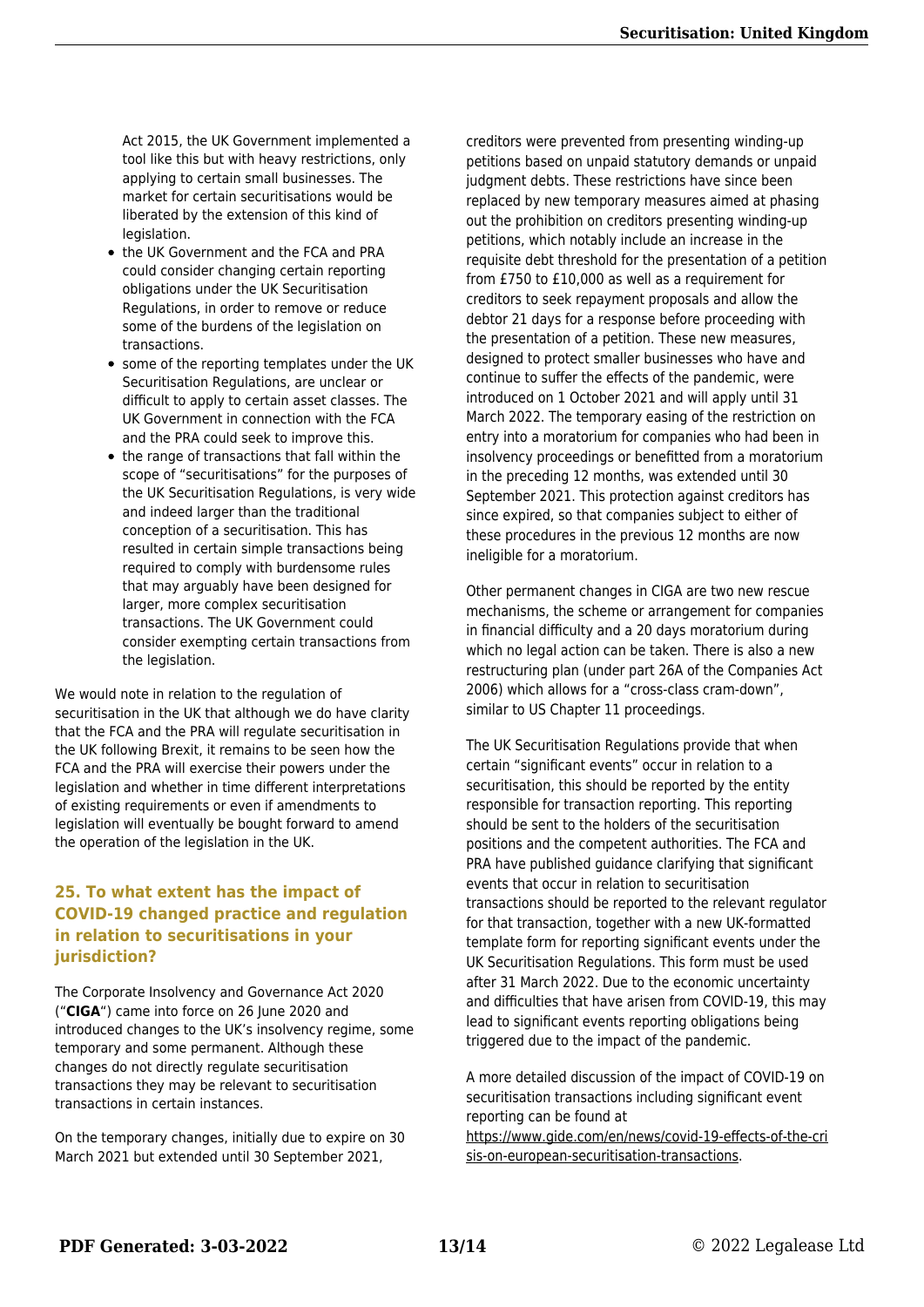Act 2015, the UK Government implemented a tool like this but with heavy restrictions, only applying to certain small businesses. The market for certain securitisations would be liberated by the extension of this kind of legislation.

- the UK Government and the FCA and PRA could consider changing certain reporting obligations under the UK Securitisation Regulations, in order to remove or reduce some of the burdens of the legislation on transactions.
- some of the reporting templates under the UK Securitisation Regulations, are unclear or difficult to apply to certain asset classes. The UK Government in connection with the FCA and the PRA could seek to improve this.
- the range of transactions that fall within the scope of "securitisations" for the purposes of the UK Securitisation Regulations, is very wide and indeed larger than the traditional conception of a securitisation. This has resulted in certain simple transactions being required to comply with burdensome rules that may arguably have been designed for larger, more complex securitisation transactions. The UK Government could consider exempting certain transactions from the legislation.

We would note in relation to the regulation of securitisation in the UK that although we do have clarity that the FCA and the PRA will regulate securitisation in the UK following Brexit, it remains to be seen how the FCA and the PRA will exercise their powers under the legislation and whether in time different interpretations of existing requirements or even if amendments to legislation will eventually be bought forward to amend the operation of the legislation in the UK.

## 25. To what extent has the impact of COVID-19 changed practice and regulation in relation to securitisations in your jurisdiction?

The Corporate Insolvency and Governance Act 2020 ("**CIGA**") came into force on 26 June 2020 and introduced changes to the UK's insolvency regime, some temporary and some permanent. Although these changes do not directly regulate securitisation transactions they may be relevant to securitisation transactions in certain instances.

On the temporary changes, initially due to expire on 30 March 2021 but extended until 30 September 2021, creditors were prevented from presenting winding-up petitions based on unpaid statutory demands or unpaid judgment debts. These restrictions have since been replaced by new temporary measures aimed at phasing out the prohibition on creditors presenting winding-up petitions, which notably include an increase in the requisite debt threshold for the presentation of a petition from £750 to £10,000 as well as a requirement for creditors to seek repayment proposals and allow the debtor 21 days for a response before proceeding with the presentation of a petition. These new measures, designed to protect smaller businesses who have and continue to suffer the effects of the pandemic, were introduced on 1 October 2021 and will apply until 31 March 2022. The temporary easing of the restriction on entry into a moratorium for companies who had been in insolvency proceedings or benefitted from a moratorium in the preceding 12 months, was extended until 30 September 2021. This protection against creditors has since expired, so that companies subject to either of these procedures in the previous 12 months are now ineligible for a moratorium.

Other permanent changes in CIGA are two new rescue mechanisms, the scheme or arrangement for companies in financial difficulty and a 20 days moratorium during which no legal action can be taken. There is also a new restructuring plan (under part 26A of the Companies Act 2006) which allows for a "cross-class cram-down", similar to US Chapter 11 proceedings.

The UK Securitisation Regulations provide that when certain "significant events" occur in relation to a securitisation, this should be reported by the entity responsible for transaction reporting. This reporting should be sent to the holders of the securitisation positions and the competent authorities. The FCA and PRA have published guidance clarifying that significant events that occur in relation to securitisation transactions should be reported to the relevant regulator for that transaction, together with a new UK-formatted template form for reporting significant events under the UK Securitisation Regulations. This form must be used after 31 March 2022. Due to the economic uncertainty and difficulties that have arisen from COVID-19, this may lead to significant events reporting obligations being triggered due to the impact of the pandemic.

A more detailed discussion of the impact of COVID-19 on securitisation transactions including significant event reporting can be found at https://www.gide.com/en/news/covid-19-effects-of-the-crisis-on-european-securitisation-transactions.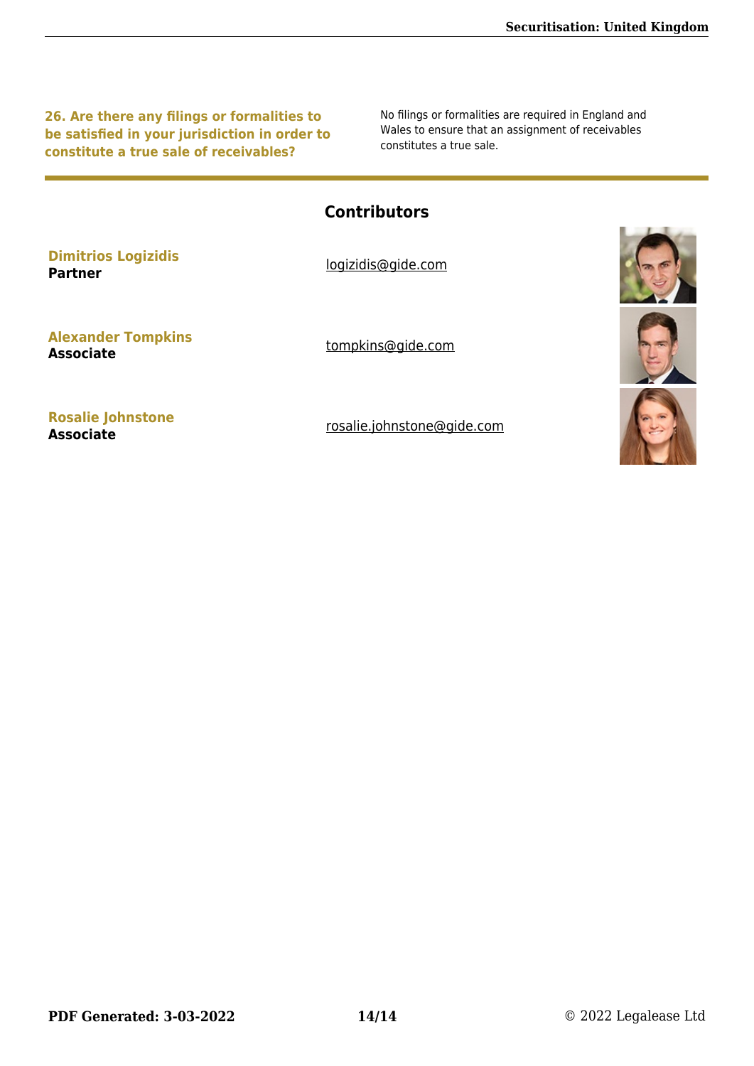**26. Are there any filings or formalities to be satisfied in your jurisdiction in order to constitute a true sale of receivables?**

No filings or formalities are required in England and Wales to ensure that an assignment of receivables constitutes a true sale.

## Contributors

**Dimitrios Logizidis**
**Partner**
logizidis@gide.com

**Alexander Tompkins**
**Associate**
tompkins@gide.com

**Rosalie Johnstone**
**Associate**
rosalie.johnstone@gide.com